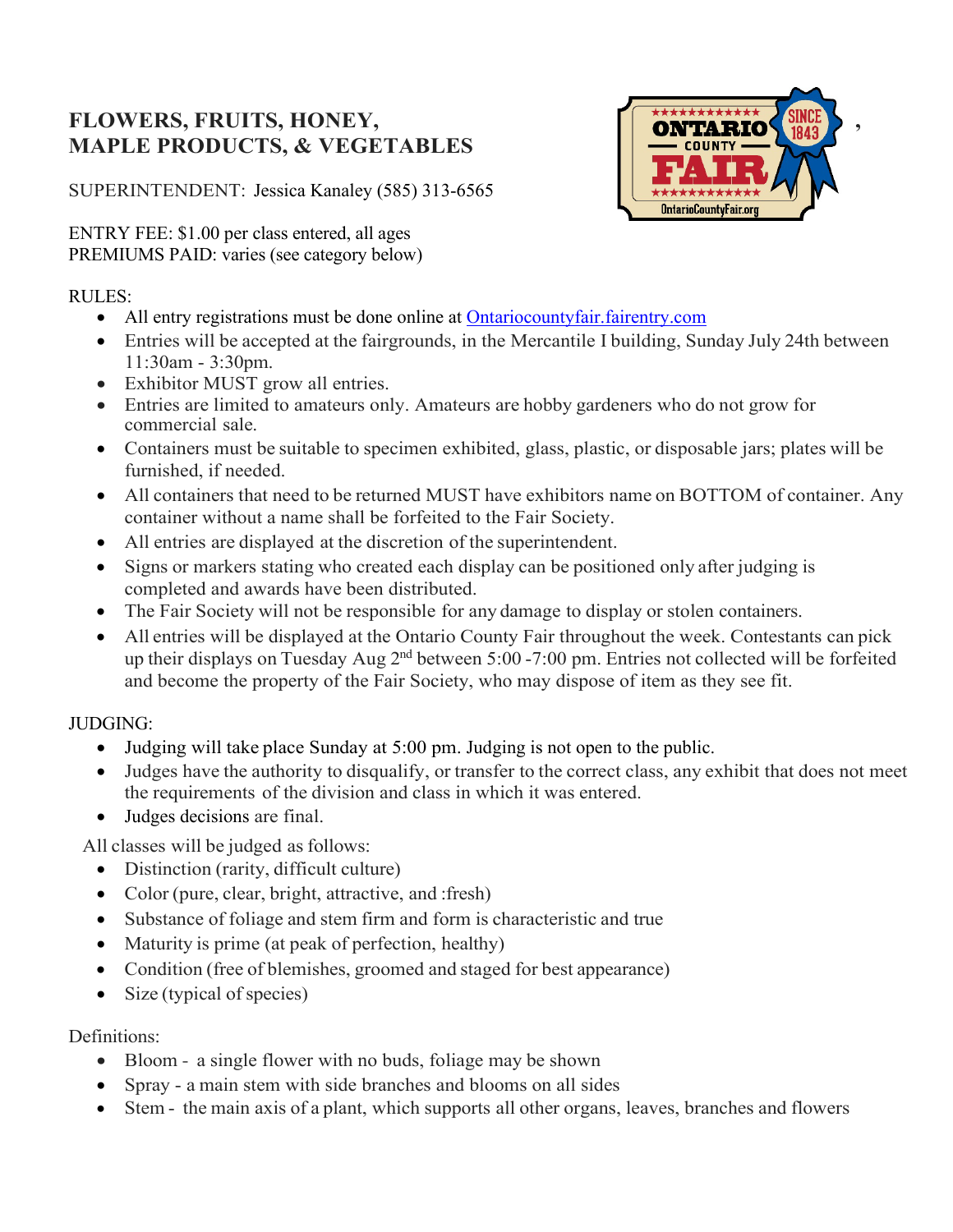# FLOWERS, FRUITS, HONEY, MAPLE PRODUCTS, & VEGETABLES

SUPERINTENDENT: Jessica Kanaley (585) 313-6565

ENTRY FEE: $1.00 per class entered, all ages
PREMIUMS PAID: varies (see category below)

RULES:

- All entry registrations must be done online at Ontariocountyfair.fairentry.com
- Entries will be accepted at the fairgrounds, in the Mercantile I building, Sunday July 24th between 11:30am - 3:30pm.
- Exhibitor MUST grow all entries.
- Entries are limited to amateurs only. Amateurs are hobby gardeners who do not grow for commercial sale.
- Containers must be suitable to specimen exhibited, glass, plastic, or disposable jars; plates will be furnished, if needed.
- All containers that need to be returned MUST have exhibitors name on BOTTOM of container. Any container without a name shall be forfeited to the Fair Society.
- All entries are displayed at the discretion of the superintendent.
- Signs or markers stating who created each display can be positioned only after judging is completed and awards have been distributed.
- The Fair Society will not be responsible for any damage to display or stolen containers.
- All entries will be displayed at the Ontario County Fair throughout the week. Contestants can pick up their displays on Tuesday Aug 2nd between 5:00 -7:00 pm. Entries not collected will be forfeited and become the property of the Fair Society, who may dispose of item as they see fit.

JUDGING:

- Judging will take place Sunday at 5:00 pm. Judging is not open to the public.
- Judges have the authority to disqualify, or transfer to the correct class, any exhibit that does not meet the requirements of the division and class in which it was entered.
- Judges decisions are final.

All classes will be judged as follows:

- Distinction (rarity, difficult culture)
- Color (pure, clear, bright, attractive, and :fresh)
- Substance of foliage and stem firm and form is characteristic and true
- Maturity is prime (at peak of perfection, healthy)
- Condition (free of blemishes, groomed and staged for best appearance)
- Size (typical of species)

Definitions:

- Bloom - a single flower with no buds, foliage may be shown
- Spray - a main stem with side branches and blooms on all sides
- Stem - the main axis of a plant, which supports all other organs, leaves, branches and flowers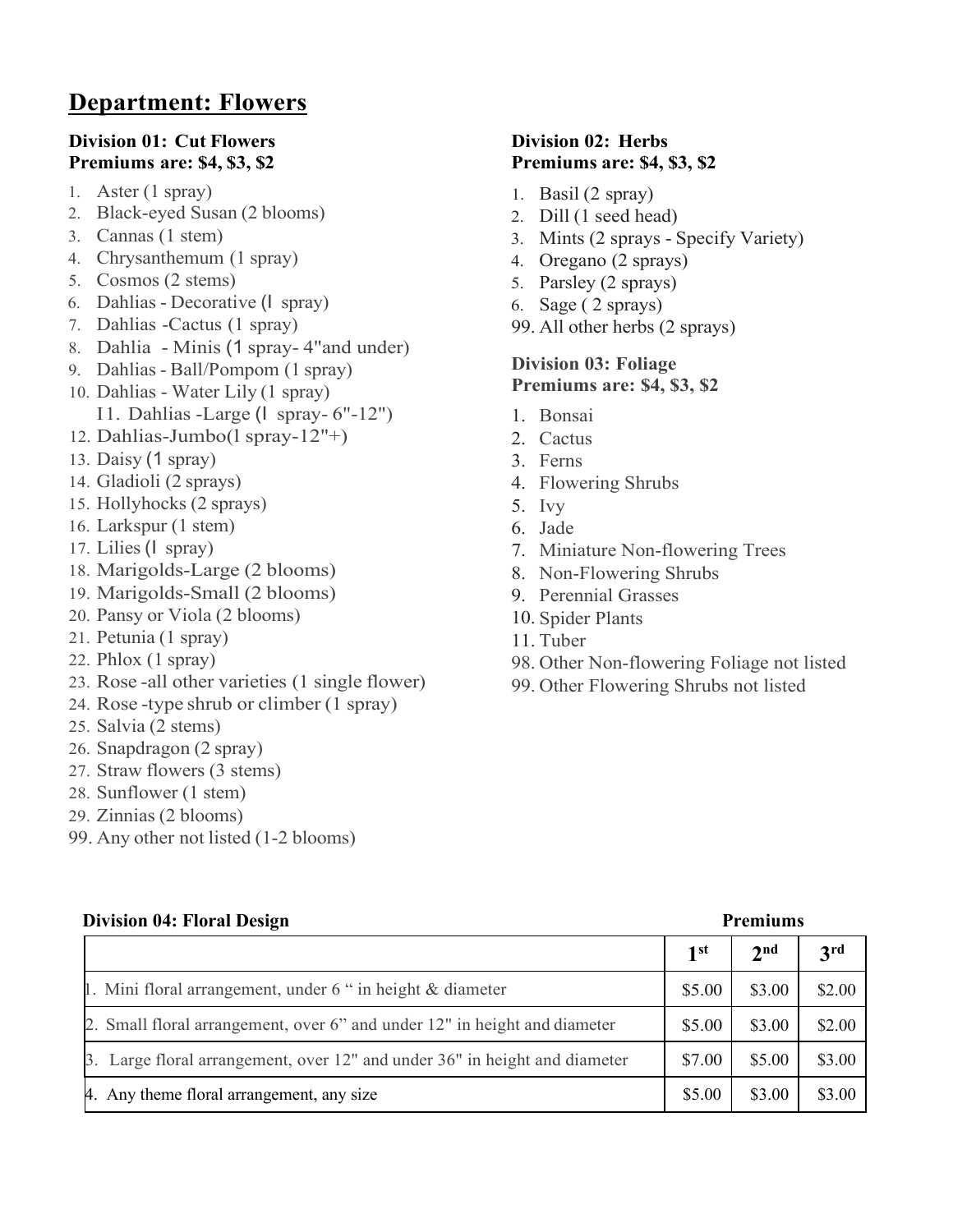# Department: Flowers

**Division 01: Cut Flowers**
**Premiums are: $4, $3, $2**

1. Aster (1 spray)
2. Black-eyed Susan (2 blooms)
3. Cannas (1 stem)
4. Chrysanthemum (1 spray)
5. Cosmos (2 stems)
6. Dahlias - Decorative (l spray)
7. Dahlias -Cactus (1 spray)
8. Dahlia - Minis (1 spray- 4"and under)
9. Dahlias - Ball/Pompom (1 spray)
10. Dahlias - Water Lily (1 spray)
11. Dahlias -Large (l spray- 6"-12")
12. Dahlias-Jumbo(l spray-12"+)
13. Daisy (1 spray)
14. Gladioli (2 sprays)
15. Hollyhocks (2 sprays)
16. Larkspur (1 stem)
17. Lilies (l spray)
18. Marigolds-Large (2 blooms)
19. Marigolds-Small (2 blooms)
20. Pansy or Viola (2 blooms)
21. Petunia (1 spray)
22. Phlox (1 spray)
23. Rose -all other varieties (1 single flower)
24. Rose -type shrub or climber (1 spray)
25. Salvia (2 stems)
26. Snapdragon (2 spray)
27. Straw flowers (3 stems)
28. Sunflower (1 stem)
29. Zinnias (2 blooms)

99. Any other not listed (1-2 blooms)

**Division 02: Herbs**
**Premiums are: $4, $3, $2**

1. Basil (2 spray)
2. Dill (1 seed head)
3. Mints (2 sprays - Specify Variety)
4. Oregano (2 sprays)
5. Parsley (2 sprays)
6. Sage ( 2 sprays)

99. All other herbs (2 sprays)

**Division 03: Foliage**
**Premiums are: $4, $3, $2**

1. Bonsai
2. Cactus
3. Ferns
4. Flowering Shrubs
5. Ivy
6. Jade
7. Miniature Non-flowering Trees
8. Non-Flowering Shrubs
9. Perennial Grasses
10. Spider Plants
11. Tuber

98. Other Non-flowering Foliage not listed
99. Other Flowering Shrubs not listed

**Division 04: Floral Design** — **Premiums**

| | 1st | 2nd | 3rd |
|---|---|---|---|
| 1. Mini floral arrangement, under 6 " in height & diameter | $5.00 | $3.00 | $2.00 |
| 2. Small floral arrangement, over 6" and under 12" in height and diameter | $5.00 | $3.00 | $2.00 |
| 3. Large floral arrangement, over 12" and under 36" in height and diameter | $7.00 | $5.00 | $3.00 |
| 4. Any theme floral arrangement, any size | $5.00 | $3.00 | $3.00 |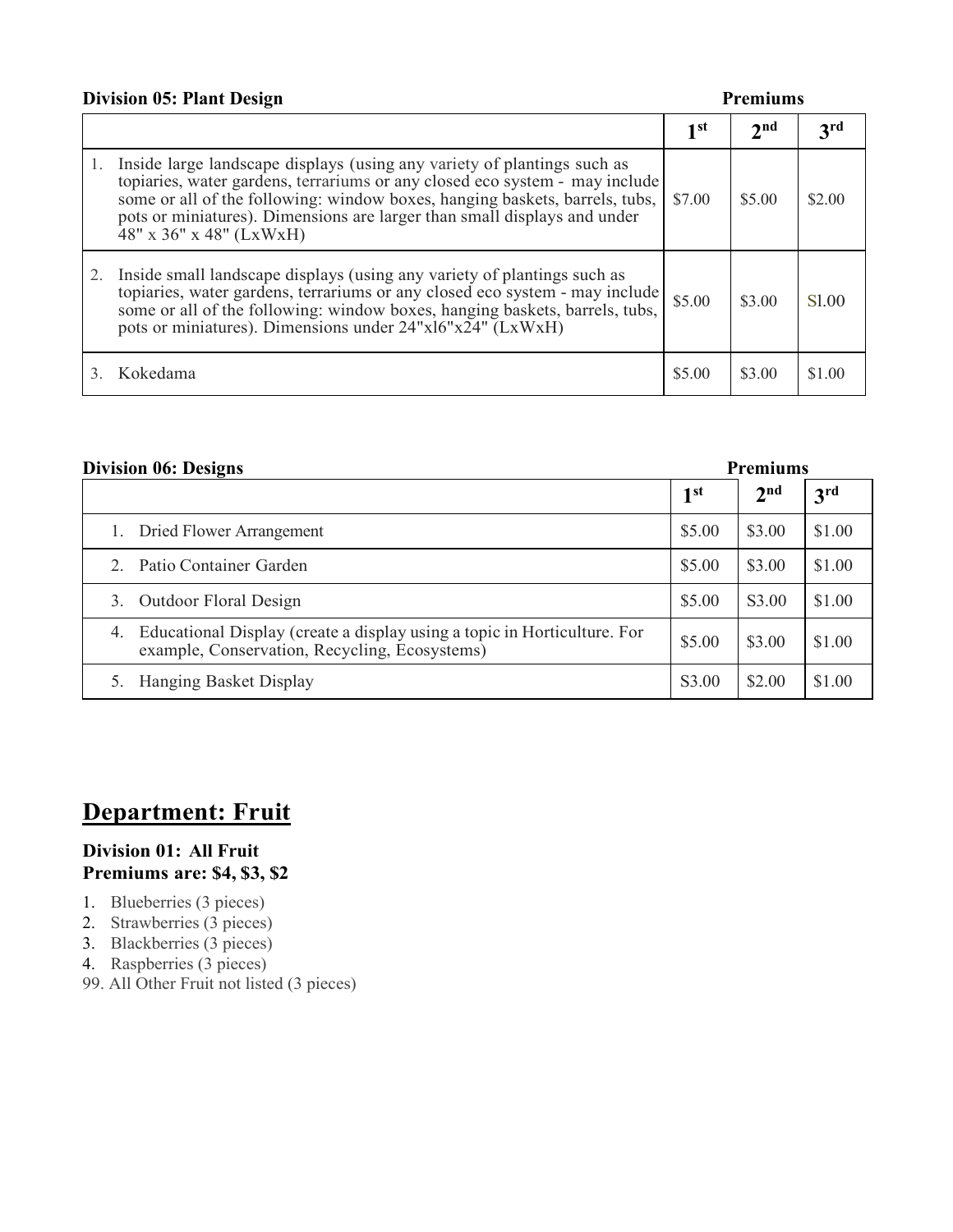**Division 05: Plant Design** **Premiums**

| | 1st | 2nd | 3rd |
|---|---|---|---|
| 1. Inside large landscape displays (using any variety of plantings such as topiaries, water gardens, terrariums or any closed eco system - may include some or all of the following: window boxes, hanging baskets, barrels, tubs, pots or miniatures). Dimensions are larger than small displays and under 48" x 36" x 48" (LxWxH) | $7.00 | $5.00 | $2.00 |
| 2. Inside small landscape displays (using any variety of plantings such as topiaries, water gardens, terrariums or any closed eco system - may include some or all of the following: window boxes, hanging baskets, barrels, tubs, pots or miniatures). Dimensions under 24"x16"x24" (LxWxH) | $5.00 | $3.00 | S1.00 |
| 3. Kokedama | $5.00 | $3.00 | $1.00 |

**Division 06: Designs** **Premiums**

| | 1st | 2nd | 3rd |
|---|---|---|---|
| 1. Dried Flower Arrangement | $5.00 | $3.00 | $1.00 |
| 2. Patio Container Garden | $5.00 | $3.00 | $1.00 |
| 3. Outdoor Floral Design | $5.00 | S3.00 | $1.00 |
| 4. Educational Display (create a display using a topic in Horticulture. For example, Conservation, Recycling, Ecosystems) | $5.00 | $3.00 | $1.00 |
| 5. Hanging Basket Display | S3.00 | $2.00 | $1.00 |

## Department: Fruit

**Division 01: All Fruit**
**Premiums are: $4, $3, $2**

1. Blueberries (3 pieces)
2. Strawberries (3 pieces)
3. Blackberries (3 pieces)
4. Raspberries (3 pieces)

99. All Other Fruit not listed (3 pieces)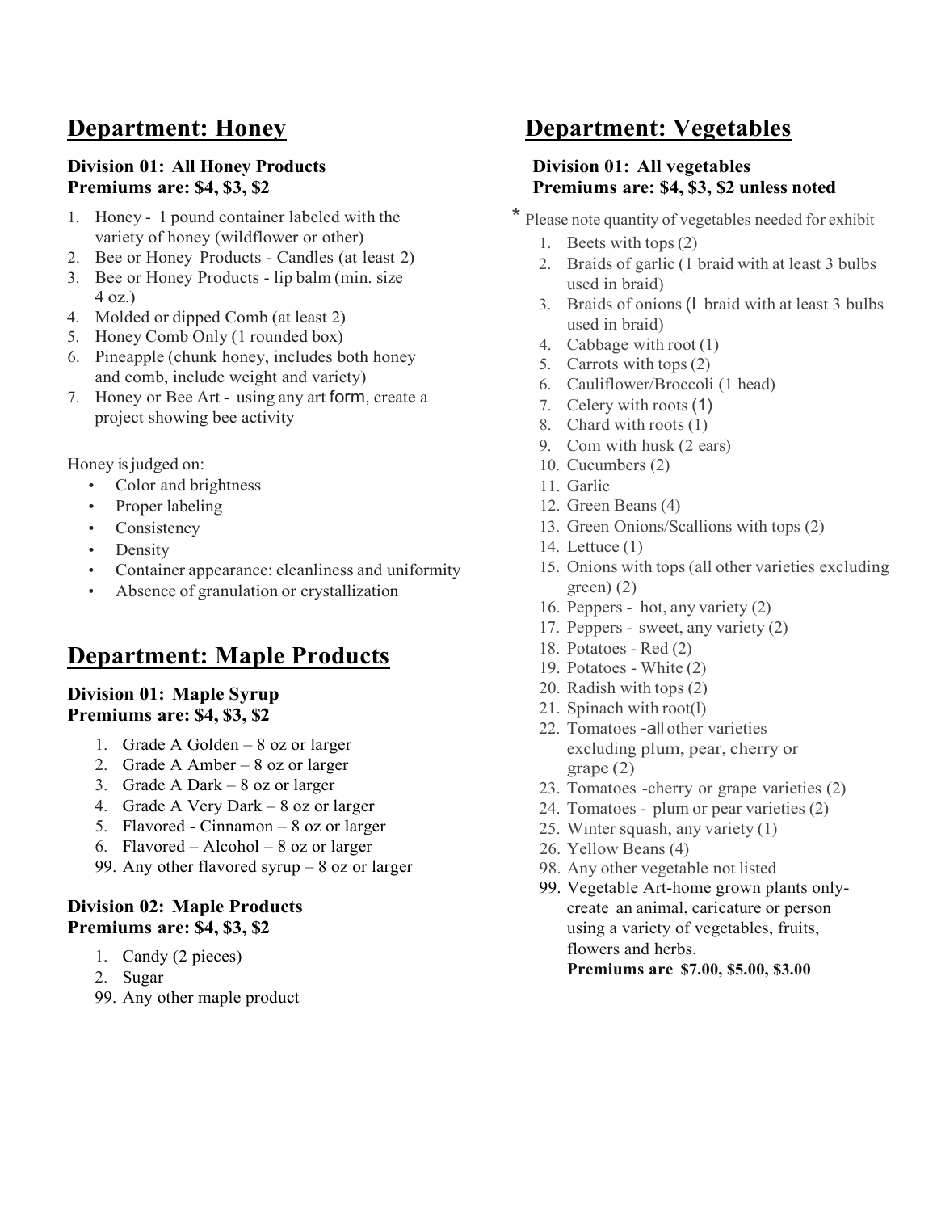## Department: Honey

**Division 01: All Honey Products**
**Premiums are: $4, $3, $2**

1. Honey - 1 pound container labeled with the variety of honey (wildflower or other)
2. Bee or Honey Products - Candles (at least 2)
3. Bee or Honey Products - lip balm (min. size 4 oz.)
4. Molded or dipped Comb (at least 2)
5. Honey Comb Only (1 rounded box)
6. Pineapple (chunk honey, includes both honey and comb, include weight and variety)
7. Honey or Bee Art - using any art form, create a project showing bee activity

Honey is judged on:

- Color and brightness
- Proper labeling
- Consistency
- Density
- Container appearance: cleanliness and uniformity
- Absence of granulation or crystallization

## Department: Maple Products

**Division 01: Maple Syrup**
**Premiums are: $4, $3, $2**

1. Grade A Golden – 8 oz or larger
2. Grade A Amber – 8 oz or larger
3. Grade A Dark – 8 oz or larger
4. Grade A Very Dark – 8 oz or larger
5. Flavored - Cinnamon – 8 oz or larger
6. Flavored – Alcohol – 8 oz or larger

99. Any other flavored syrup – 8 oz or larger

**Division 02: Maple Products**
**Premiums are: $4, $3, $2**

1. Candy (2 pieces)
2. Sugar

99. Any other maple product

## Department: Vegetables

**Division 01: All vegetables**
**Premiums are: $4, $3, $2 unless noted**

* Please note quantity of vegetables needed for exhibit

1. Beets with tops (2)
2. Braids of garlic (1 braid with at least 3 bulbs used in braid)
3. Braids of onions (l braid with at least 3 bulbs used in braid)
4. Cabbage with root (1)
5. Carrots with tops (2)
6. Cauliflower/Broccoli (1 head)
7. Celery with roots (1)
8. Chard with roots (1)
9. Com with husk (2 ears)
10. Cucumbers (2)
11. Garlic
12. Green Beans (4)
13. Green Onions/Scallions with tops (2)
14. Lettuce (1)
15. Onions with tops (all other varieties excluding green) (2)
16. Peppers - hot, any variety (2)
17. Peppers - sweet, any variety (2)
18. Potatoes - Red (2)
19. Potatoes - White (2)
20. Radish with tops (2)
21. Spinach with root(l)
22. Tomatoes -all other varieties excluding plum, pear, cherry or grape (2)
23. Tomatoes -cherry or grape varieties (2)
24. Tomatoes - plum or pear varieties (2)
25. Winter squash, any variety (1)
26. Yellow Beans (4)

98. Any other vegetable not listed
99. Vegetable Art-home grown plants only- create an animal, caricature or person using a variety of vegetables, fruits, flowers and herbs.
    **Premiums are $7.00, $5.00, $3.00**